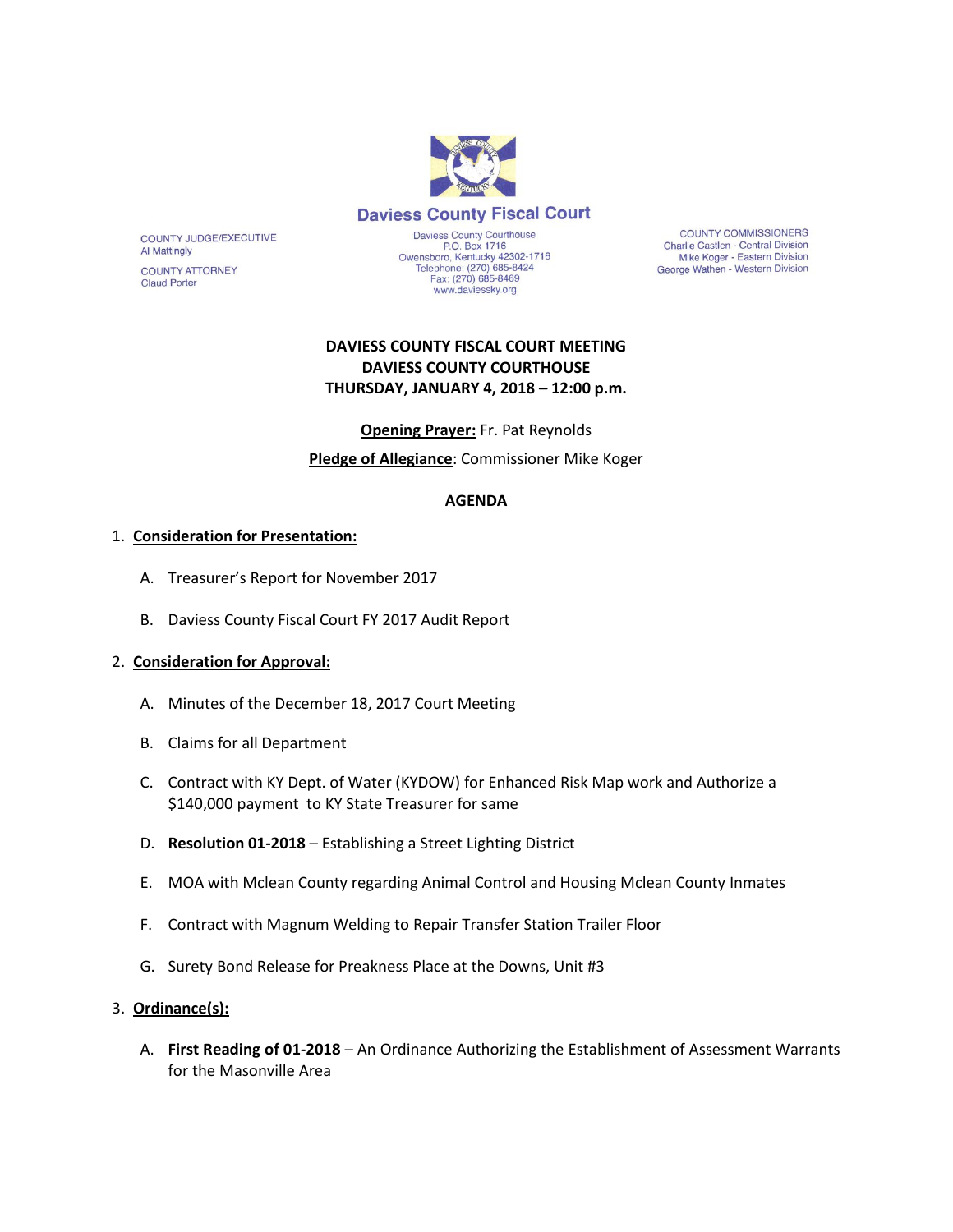# Daviess County Fiscal Court

COUNTY JUDGE/EXECUTIVE
Al Mattingly

COUNTY ATTORNEY
Claud Porter

Daviess County Courthouse
P.O. Box 1716
Owensboro, Kentucky 42302-1716
Telephone: (270) 685-8424
Fax: (270) 685-8469
www.daviessky.org

COUNTY COMMISSIONERS
Charlie Castlen - Central Division
Mike Koger - Eastern Division
George Wathen - Western Division

**DAVIESS COUNTY FISCAL COURT MEETING**
**DAVIESS COUNTY COURTHOUSE**
**THURSDAY, JANUARY 4, 2018 – 12:00 p.m.**

**Opening Prayer:** Fr. Pat Reynolds

**Pledge of Allegiance**: Commissioner Mike Koger

**AGENDA**

1. **Consideration for Presentation:**

   A. Treasurer's Report for November 2017

   B. Daviess County Fiscal Court FY 2017 Audit Report

2. **Consideration for Approval:**

   A. Minutes of the December 18, 2017 Court Meeting

   B. Claims for all Department

   C. Contract with KY Dept. of Water (KYDOW) for Enhanced Risk Map work and Authorize a $140,000 payment to KY State Treasurer for same

   D. **Resolution 01-2018** – Establishing a Street Lighting District

   E. MOA with Mclean County regarding Animal Control and Housing Mclean County Inmates

   F. Contract with Magnum Welding to Repair Transfer Station Trailer Floor

   G. Surety Bond Release for Preakness Place at the Downs, Unit #3

3. **Ordinance(s):**

   A. **First Reading of 01-2018** – An Ordinance Authorizing the Establishment of Assessment Warrants for the Masonville Area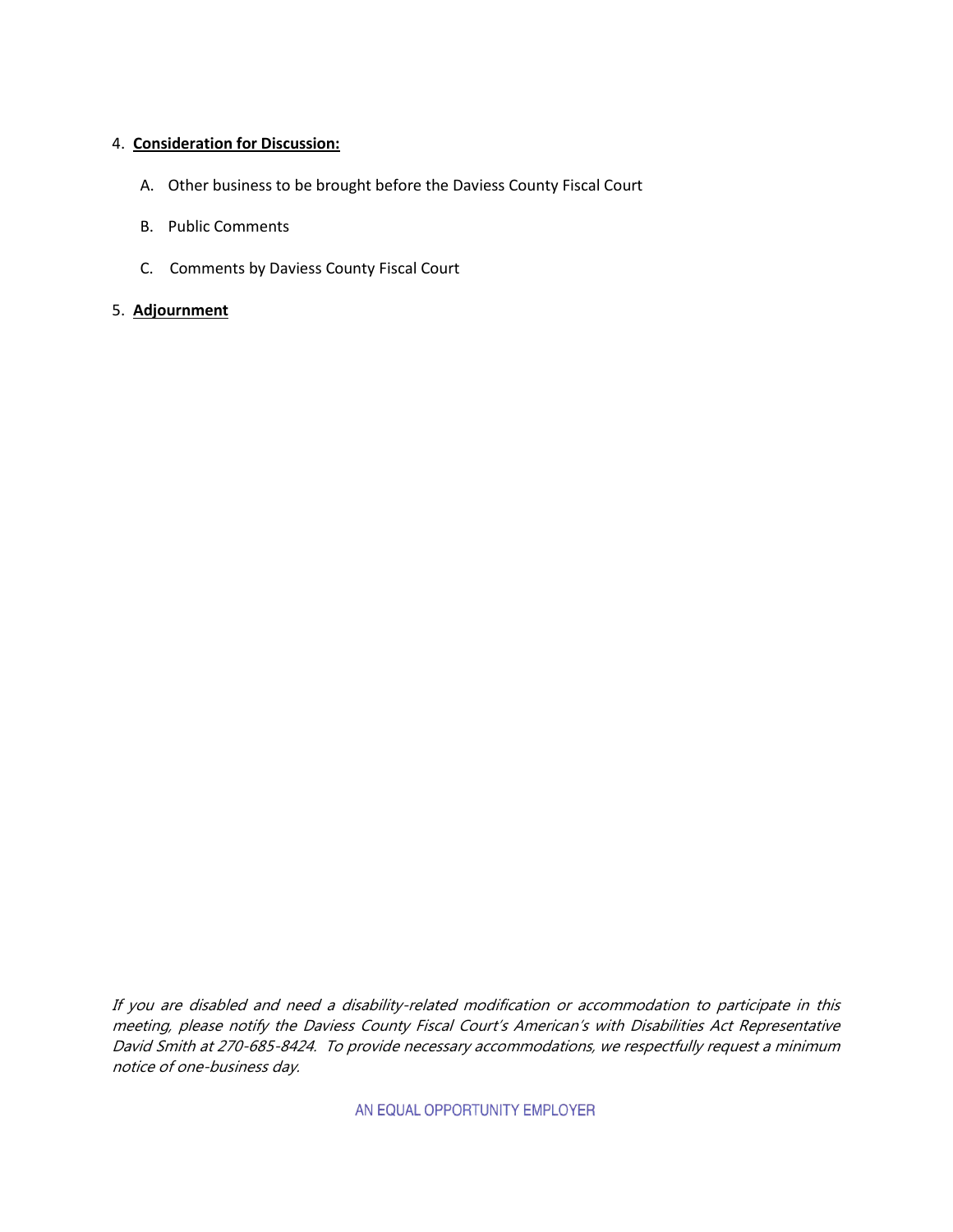4. **Consideration for Discussion:**

   A. Other business to be brought before the Daviess County Fiscal Court

   B. Public Comments

   C. Comments by Daviess County Fiscal Court

5. **Adjournment**

*If you are disabled and need a disability-related modification or accommodation to participate in this meeting, please notify the Daviess County Fiscal Court's American's with Disabilities Act Representative David Smith at 270-685-8424. To provide necessary accommodations, we respectfully request a minimum notice of one-business day.*

AN EQUAL OPPORTUNITY EMPLOYER